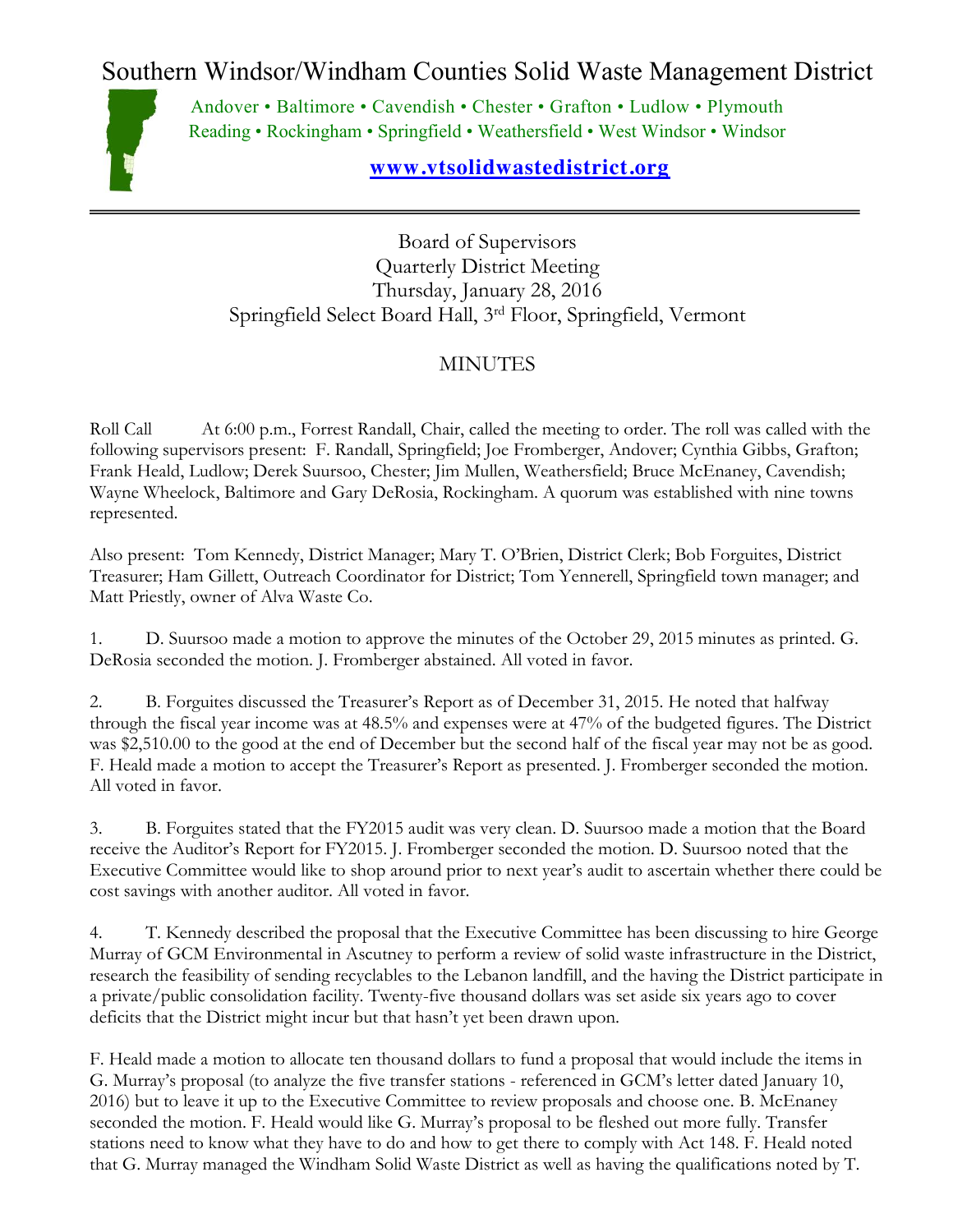# Southern Windsor/Windham Counties Solid Waste Management District

Andover • Baltimore • Cavendish • Chester • Grafton • Ludlow • Plymouth
Reading • Rockingham • Springfield • Weathersfield • West Windsor • Windsor

**www.vtsolidwastedistrict.org**

---

Board of Supervisors
Quarterly District Meeting
Thursday, January 28, 2016
Springfield Select Board Hall, 3rd Floor, Springfield, Vermont

MINUTES

Roll Call At 6:00 p.m., Forrest Randall, Chair, called the meeting to order. The roll was called with the following supervisors present: F. Randall, Springfield; Joe Fromberger, Andover; Cynthia Gibbs, Grafton; Frank Heald, Ludlow; Derek Suursoo, Chester; Jim Mullen, Weathersfield; Bruce McEnaney, Cavendish; Wayne Wheelock, Baltimore and Gary DeRosia, Rockingham. A quorum was established with nine towns represented.

Also present: Tom Kennedy, District Manager; Mary T. O'Brien, District Clerk; Bob Forguites, District Treasurer; Ham Gillett, Outreach Coordinator for District; Tom Yennerell, Springfield town manager; and Matt Priestly, owner of Alva Waste Co.

1. D. Suursoo made a motion to approve the minutes of the October 29, 2015 minutes as printed. G. DeRosia seconded the motion. J. Fromberger abstained. All voted in favor.

2. B. Forguites discussed the Treasurer's Report as of December 31, 2015. He noted that halfway through the fiscal year income was at 48.5% and expenses were at 47% of the budgeted figures. The District was $2,510.00 to the good at the end of December but the second half of the fiscal year may not be as good. F. Heald made a motion to accept the Treasurer's Report as presented. J. Fromberger seconded the motion. All voted in favor.

3. B. Forguites stated that the FY2015 audit was very clean. D. Suursoo made a motion that the Board receive the Auditor's Report for FY2015. J. Fromberger seconded the motion. D. Suursoo noted that the Executive Committee would like to shop around prior to next year's audit to ascertain whether there could be cost savings with another auditor. All voted in favor.

4. T. Kennedy described the proposal that the Executive Committee has been discussing to hire George Murray of GCM Environmental in Ascutney to perform a review of solid waste infrastructure in the District, research the feasibility of sending recyclables to the Lebanon landfill, and the having the District participate in a private/public consolidation facility. Twenty-five thousand dollars was set aside six years ago to cover deficits that the District might incur but that hasn't yet been drawn upon.

F. Heald made a motion to allocate ten thousand dollars to fund a proposal that would include the items in G. Murray's proposal (to analyze the five transfer stations - referenced in GCM's letter dated January 10, 2016) but to leave it up to the Executive Committee to review proposals and choose one. B. McEnaney seconded the motion. F. Heald would like G. Murray's proposal to be fleshed out more fully. Transfer stations need to know what they have to do and how to get there to comply with Act 148. F. Heald noted that G. Murray managed the Windham Solid Waste District as well as having the qualifications noted by T.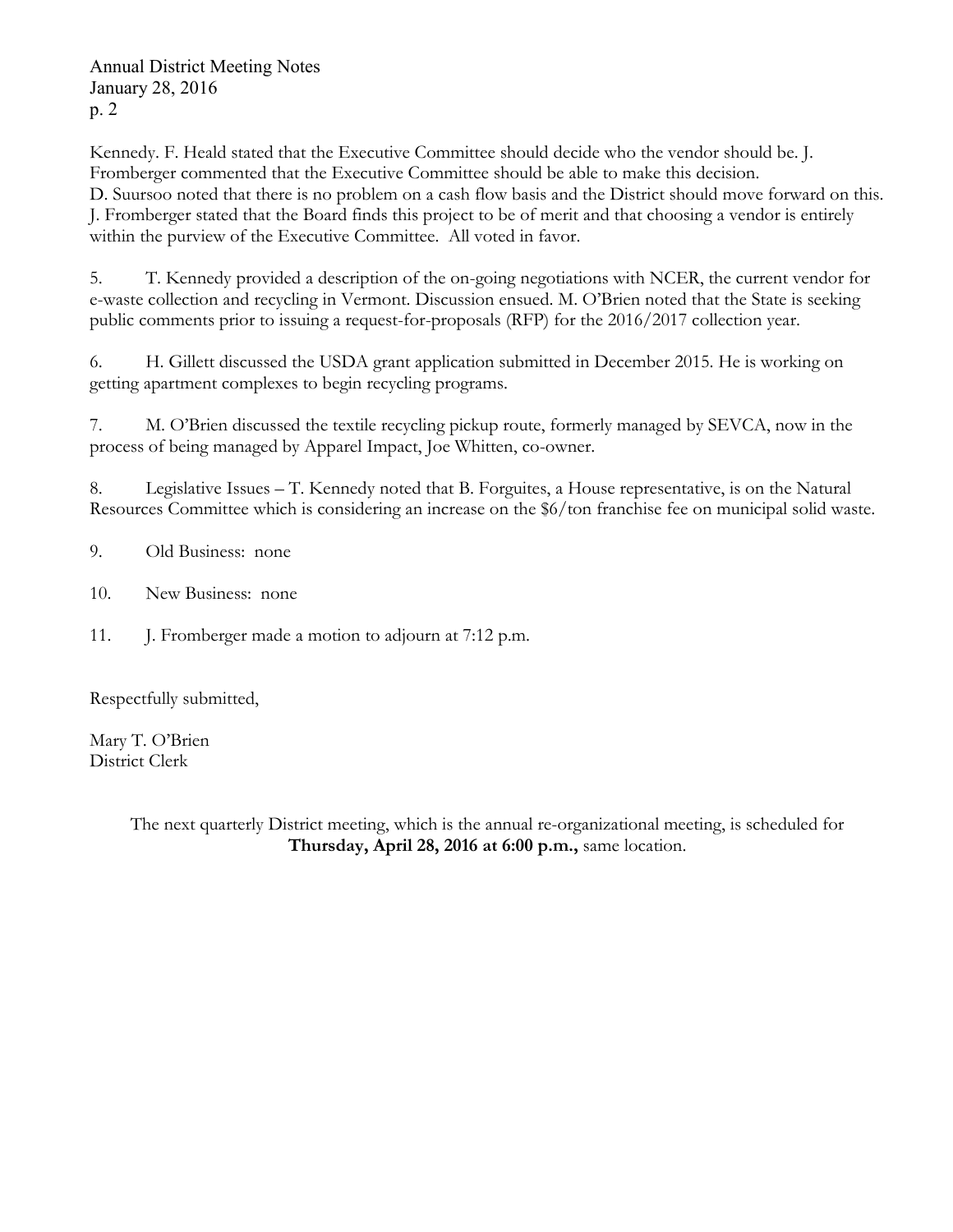Kennedy. F. Heald stated that the Executive Committee should decide who the vendor should be. J. Fromberger commented that the Executive Committee should be able to make this decision.
D. Suursoo noted that there is no problem on a cash flow basis and the District should move forward on this. J. Fromberger stated that the Board finds this project to be of merit and that choosing a vendor is entirely within the purview of the Executive Committee. All voted in favor.

5. T. Kennedy provided a description of the on-going negotiations with NCER, the current vendor for e-waste collection and recycling in Vermont. Discussion ensued. M. O'Brien noted that the State is seeking public comments prior to issuing a request-for-proposals (RFP) for the 2016/2017 collection year.

6. H. Gillett discussed the USDA grant application submitted in December 2015. He is working on getting apartment complexes to begin recycling programs.

7. M. O'Brien discussed the textile recycling pickup route, formerly managed by SEVCA, now in the process of being managed by Apparel Impact, Joe Whitten, co-owner.

8. Legislative Issues – T. Kennedy noted that B. Forguites, a House representative, is on the Natural Resources Committee which is considering an increase on the $6/ton franchise fee on municipal solid waste.

9. Old Business: none

10. New Business: none

11. J. Fromberger made a motion to adjourn at 7:12 p.m.

Respectfully submitted,

Mary T. O'Brien
District Clerk

The next quarterly District meeting, which is the annual re-organizational meeting, is scheduled for **Thursday, April 28, 2016 at 6:00 p.m.,** same location.